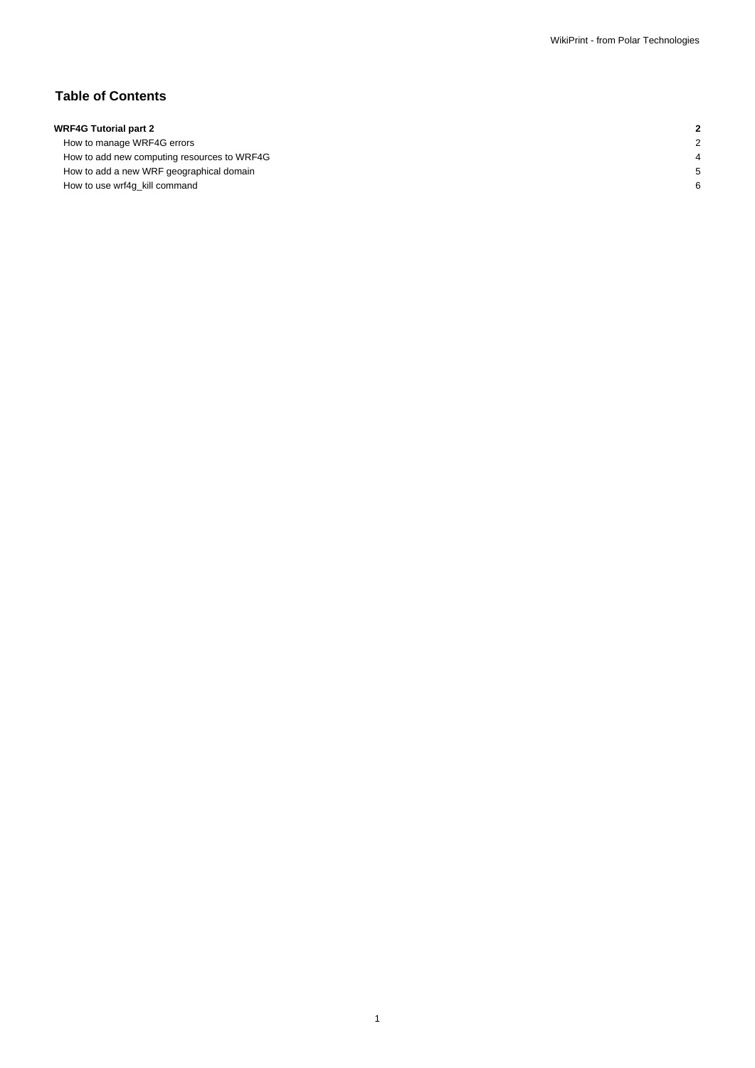## Table of Contents

| | |
|---|---|
| **WRF4G Tutorial part 2** | **2** |
| How to manage WRF4G errors | 2 |
| How to add new computing resources to WRF4G | 4 |
| How to add a new WRF geographical domain | 5 |
| How to use wrf4g_kill command | 6 |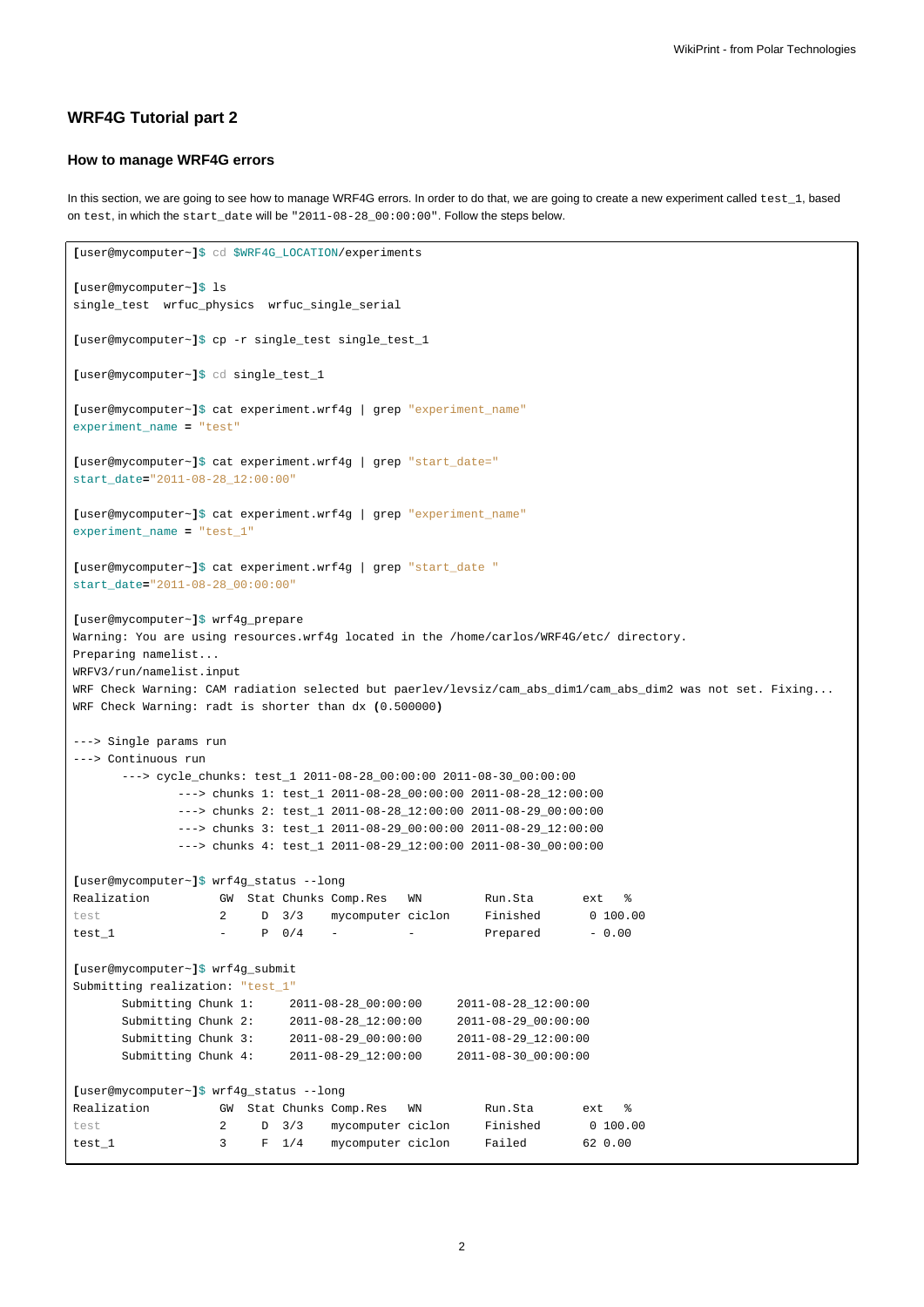## WRF4G Tutorial part 2

### How to manage WRF4G errors

In this section, we are going to see how to manage WRF4G errors. In order to do that, we are going to create a new experiment called `test_1`, based on `test`, in which the `start_date` will be `"2011-08-28_00:00:00"`. Follow the steps below.

```
[user@mycomputer~]$ cd $WRF4G_LOCATION/experiments

[user@mycomputer~]$ ls
single_test  wrfuc_physics  wrfuc_single_serial

[user@mycomputer~]$ cp -r single_test single_test_1

[user@mycomputer~]$ cd single_test_1

[user@mycomputer~]$ cat experiment.wrf4g | grep "experiment_name"
experiment_name = "test"

[user@mycomputer~]$ cat experiment.wrf4g | grep "start_date="
start_date="2011-08-28_12:00:00"

[user@mycomputer~]$ cat experiment.wrf4g | grep "experiment_name"
experiment_name = "test_1"

[user@mycomputer~]$ cat experiment.wrf4g | grep "start_date "
start_date="2011-08-28_00:00:00"

[user@mycomputer~]$ wrf4g_prepare
Warning: You are using resources.wrf4g located in the /home/carlos/WRF4G/etc/ directory.
Preparing namelist...
WRFV3/run/namelist.input
WRF Check Warning: CAM radiation selected but paerlev/levsiz/cam_abs_dim1/cam_abs_dim2 was not set. Fixing...
WRF Check Warning: radt is shorter than dx (0.500000)

---> Single params run
---> Continuous run
       ---> cycle_chunks: test_1 2011-08-28_00:00:00 2011-08-30_00:00:00
              ---> chunks 1: test_1 2011-08-28_00:00:00 2011-08-28_12:00:00
              ---> chunks 2: test_1 2011-08-28_12:00:00 2011-08-29_00:00:00
              ---> chunks 3: test_1 2011-08-29_00:00:00 2011-08-29_12:00:00
              ---> chunks 4: test_1 2011-08-29_12:00:00 2011-08-30_00:00:00

[user@mycomputer~]$ wrf4g_status --long
Realization          GW  Stat Chunks Comp.Res   WN         Run.Sta       ext   %
test                 2     D  3/3    mycomputer ciclon     Finished       0 100.00
test_1               -     P  0/4    -          -          Prepared       - 0.00

[user@mycomputer~]$ wrf4g_submit
Submitting realization: "test_1"
       Submitting Chunk 1:     2011-08-28_00:00:00     2011-08-28_12:00:00
       Submitting Chunk 2:     2011-08-28_12:00:00     2011-08-29_00:00:00
       Submitting Chunk 3:     2011-08-29_00:00:00     2011-08-29_12:00:00
       Submitting Chunk 4:     2011-08-29_12:00:00     2011-08-30_00:00:00

[user@mycomputer~]$ wrf4g_status --long
Realization          GW  Stat Chunks Comp.Res   WN         Run.Sta       ext   %
test                 2     D  3/3    mycomputer ciclon     Finished       0 100.00
test_1               3     F  1/4    mycomputer ciclon     Failed        62 0.00
```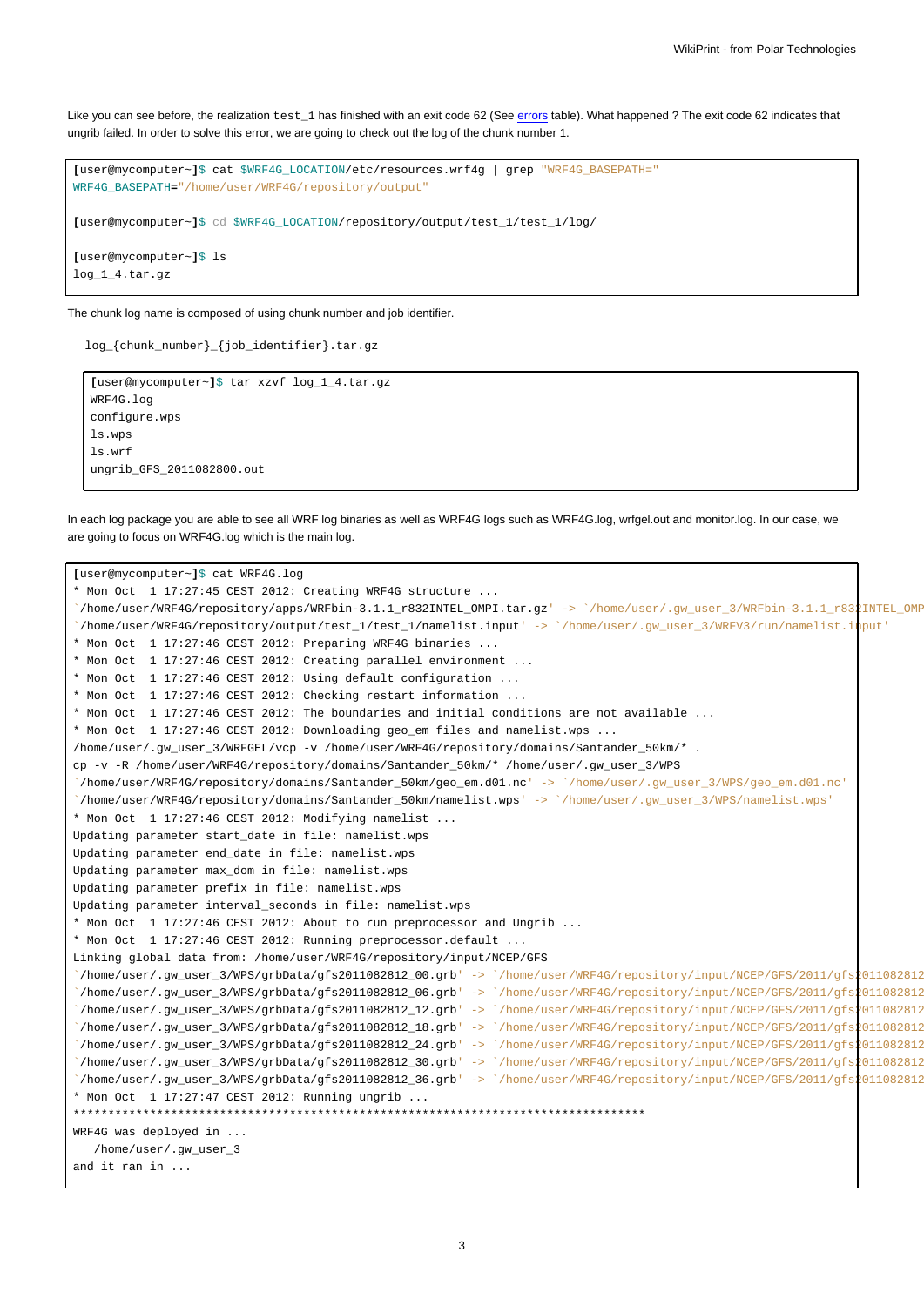Like you can see before, the realization `test_1` has finished with an exit code 62 (See errors table). What happened ? The exit code 62 indicates that ungrib failed. In order to solve this error, we are going to check out the log of the chunk number 1.

```
[user@mycomputer~]$ cat $WRF4G_LOCATION/etc/resources.wrf4g | grep "WRF4G_BASEPATH="
WRF4G_BASEPATH="/home/user/WRF4G/repository/output"

[user@mycomputer~]$ cd $WRF4G_LOCATION/repository/output/test_1/test_1/log/

[user@mycomputer~]$ ls
log_1_4.tar.gz
```

The chunk log name is composed of using chunk number and job identifier.

```
log_{chunk_number}_{job_identifier}.tar.gz
```

```
[user@mycomputer~]$ tar xzvf log_1_4.tar.gz
WRF4G.log
configure.wps
ls.wps
ls.wrf
ungrib_GFS_2011082800.out
```

In each log package you are able to see all WRF log binaries as well as WRF4G logs such as WRF4G.log, wrfgel.out and monitor.log. In our case, we are going to focus on WRF4G.log which is the main log.

```
[user@mycomputer~]$ cat WRF4G.log
* Mon Oct  1 17:27:45 CEST 2012: Creating WRF4G structure ...
`/home/user/WRF4G/repository/apps/WRFbin-3.1.1_r832INTEL_OMPI.tar.gz' -> `/home/user/.gw_user_3/WRFbin-3.1.1_r832INTEL_OMP
`/home/user/WRF4G/repository/output/test_1/test_1/namelist.input' -> `/home/user/.gw_user_3/WRFV3/run/namelist.input'
* Mon Oct  1 17:27:46 CEST 2012: Preparing WRF4G binaries ...
* Mon Oct  1 17:27:46 CEST 2012: Creating parallel environment ...
* Mon Oct  1 17:27:46 CEST 2012: Using default configuration ...
* Mon Oct  1 17:27:46 CEST 2012: Checking restart information ...
* Mon Oct  1 17:27:46 CEST 2012: The boundaries and initial conditions are not available ...
* Mon Oct  1 17:27:46 CEST 2012: Downloading geo_em files and namelist.wps ...
/home/user/.gw_user_3/WRFGEL/vcp -v /home/user/WRF4G/repository/domains/Santander_50km/* .
cp -v -R /home/user/WRF4G/repository/domains/Santander_50km/* /home/user/.gw_user_3/WPS
`/home/user/WRF4G/repository/domains/Santander_50km/geo_em.d01.nc' -> `/home/user/.gw_user_3/WPS/geo_em.d01.nc'
`/home/user/WRF4G/repository/domains/Santander_50km/namelist.wps' -> `/home/user/.gw_user_3/WPS/namelist.wps'
* Mon Oct  1 17:27:46 CEST 2012: Modifying namelist ...
Updating parameter start_date in file: namelist.wps
Updating parameter end_date in file: namelist.wps
Updating parameter max_dom in file: namelist.wps
Updating parameter prefix in file: namelist.wps
Updating parameter interval_seconds in file: namelist.wps
* Mon Oct  1 17:27:46 CEST 2012: About to run preprocessor and Ungrib ...
* Mon Oct  1 17:27:46 CEST 2012: Running preprocessor.default ...
Linking global data from: /home/user/WRF4G/repository/input/NCEP/GFS
`/home/user/.gw_user_3/WPS/grbData/gfs2011082812_00.grb' -> `/home/user/WRF4G/repository/input/NCEP/GFS/2011/gfs2011082812
`/home/user/.gw_user_3/WPS/grbData/gfs2011082812_06.grb' -> `/home/user/WRF4G/repository/input/NCEP/GFS/2011/gfs2011082812
`/home/user/.gw_user_3/WPS/grbData/gfs2011082812_12.grb' -> `/home/user/WRF4G/repository/input/NCEP/GFS/2011/gfs2011082812
`/home/user/.gw_user_3/WPS/grbData/gfs2011082812_18.grb' -> `/home/user/WRF4G/repository/input/NCEP/GFS/2011/gfs2011082812
`/home/user/.gw_user_3/WPS/grbData/gfs2011082812_24.grb' -> `/home/user/WRF4G/repository/input/NCEP/GFS/2011/gfs2011082812
`/home/user/.gw_user_3/WPS/grbData/gfs2011082812_30.grb' -> `/home/user/WRF4G/repository/input/NCEP/GFS/2011/gfs2011082812
`/home/user/.gw_user_3/WPS/grbData/gfs2011082812_36.grb' -> `/home/user/WRF4G/repository/input/NCEP/GFS/2011/gfs2011082812
* Mon Oct  1 17:27:47 CEST 2012: Running ungrib ...
*********************************************************************************
WRF4G was deployed in ...
   /home/user/.gw_user_3
and it ran in ...
```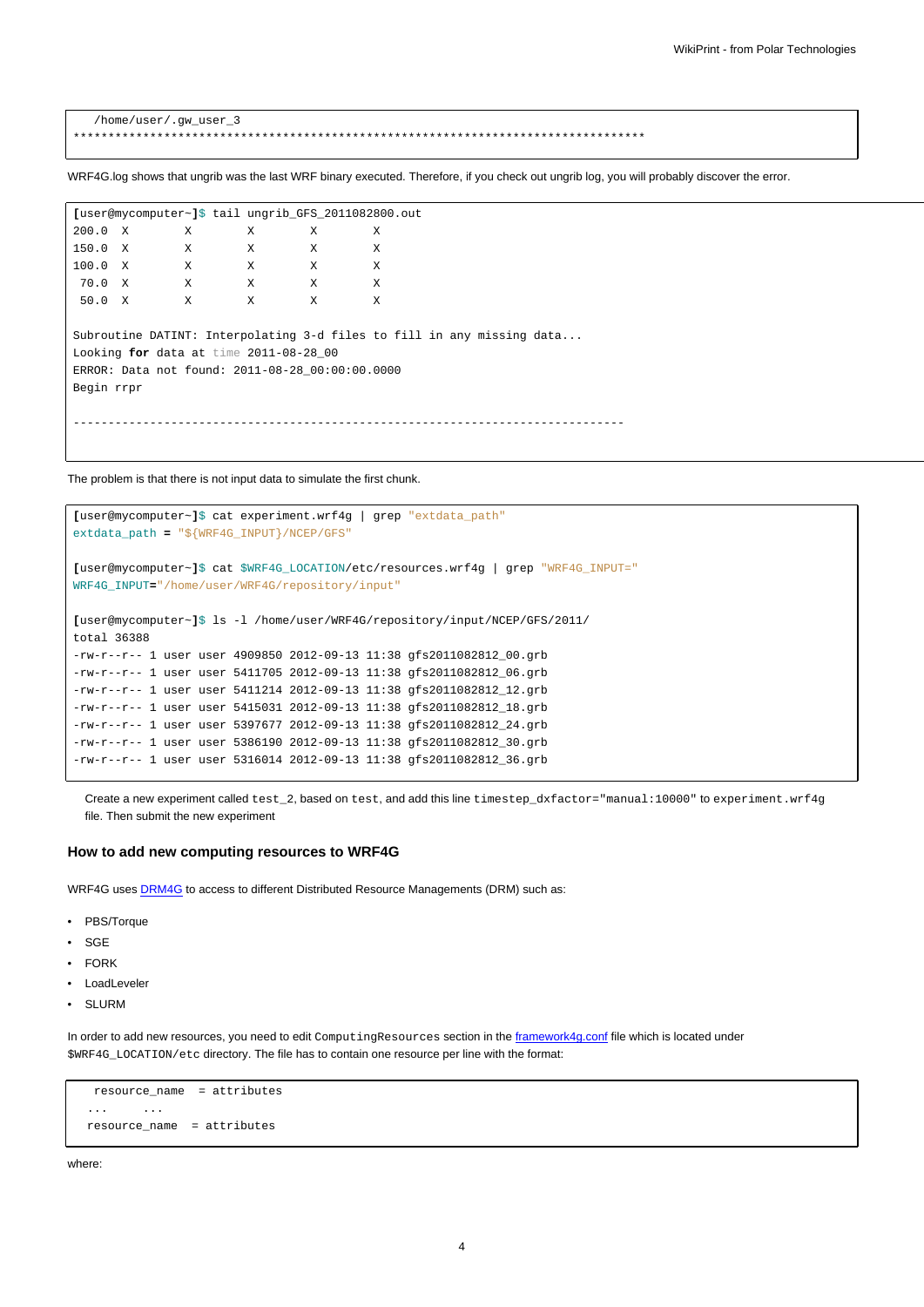```
   /home/user/.gw_user_3
**********************************************************************************
```

WRF4G.log shows that ungrib was the last WRF binary executed. Therefore, if you check out ungrib log, you will probably discover the error.

```
[user@mycomputer~]$ tail ungrib_GFS_2011082800.out
200.0  X        X        X        X        X
150.0  X        X        X        X        X
100.0  X        X        X        X        X
 70.0  X        X        X        X        X
 50.0  X        X        X        X        X

Subroutine DATINT: Interpolating 3-d files to fill in any missing data...
Looking for data at time 2011-08-28_00
ERROR: Data not found: 2011-08-28_00:00:00.0000
Begin rrpr

-------------------------------------------------------------------------------
```

The problem is that there is not input data to simulate the first chunk.

```
[user@mycomputer~]$ cat experiment.wrf4g | grep "extdata_path"
extdata_path = "${WRF4G_INPUT}/NCEP/GFS"

[user@mycomputer~]$ cat $WRF4G_LOCATION/etc/resources.wrf4g | grep "WRF4G_INPUT="
WRF4G_INPUT="/home/user/WRF4G/repository/input"

[user@mycomputer~]$ ls -l /home/user/WRF4G/repository/input/NCEP/GFS/2011/
total 36388
-rw-r--r-- 1 user user 4909850 2012-09-13 11:38 gfs2011082812_00.grb
-rw-r--r-- 1 user user 5411705 2012-09-13 11:38 gfs2011082812_06.grb
-rw-r--r-- 1 user user 5411214 2012-09-13 11:38 gfs2011082812_12.grb
-rw-r--r-- 1 user user 5415031 2012-09-13 11:38 gfs2011082812_18.grb
-rw-r--r-- 1 user user 5397677 2012-09-13 11:38 gfs2011082812_24.grb
-rw-r--r-- 1 user user 5386190 2012-09-13 11:38 gfs2011082812_30.grb
-rw-r--r-- 1 user user 5316014 2012-09-13 11:38 gfs2011082812_36.grb
```

Create a new experiment called `test_2`, based on `test`, and add this line `timestep_dxfactor="manual:10000"` to `experiment.wrf4g` file. Then submit the new experiment

### How to add new computing resources to WRF4G

WRF4G uses DRM4G to access to different Distributed Resource Managements (DRM) such as:

- PBS/Torque
- SGE
- FORK
- LoadLeveler
- SLURM

In order to add new resources, you need to edit `ComputingResources` section in the framework4g.conf file which is located under `$WRF4G_LOCATION/etc` directory. The file has to contain one resource per line with the format:

```
  resource_name  = attributes
 ...     ...
 resource_name  = attributes
```

where: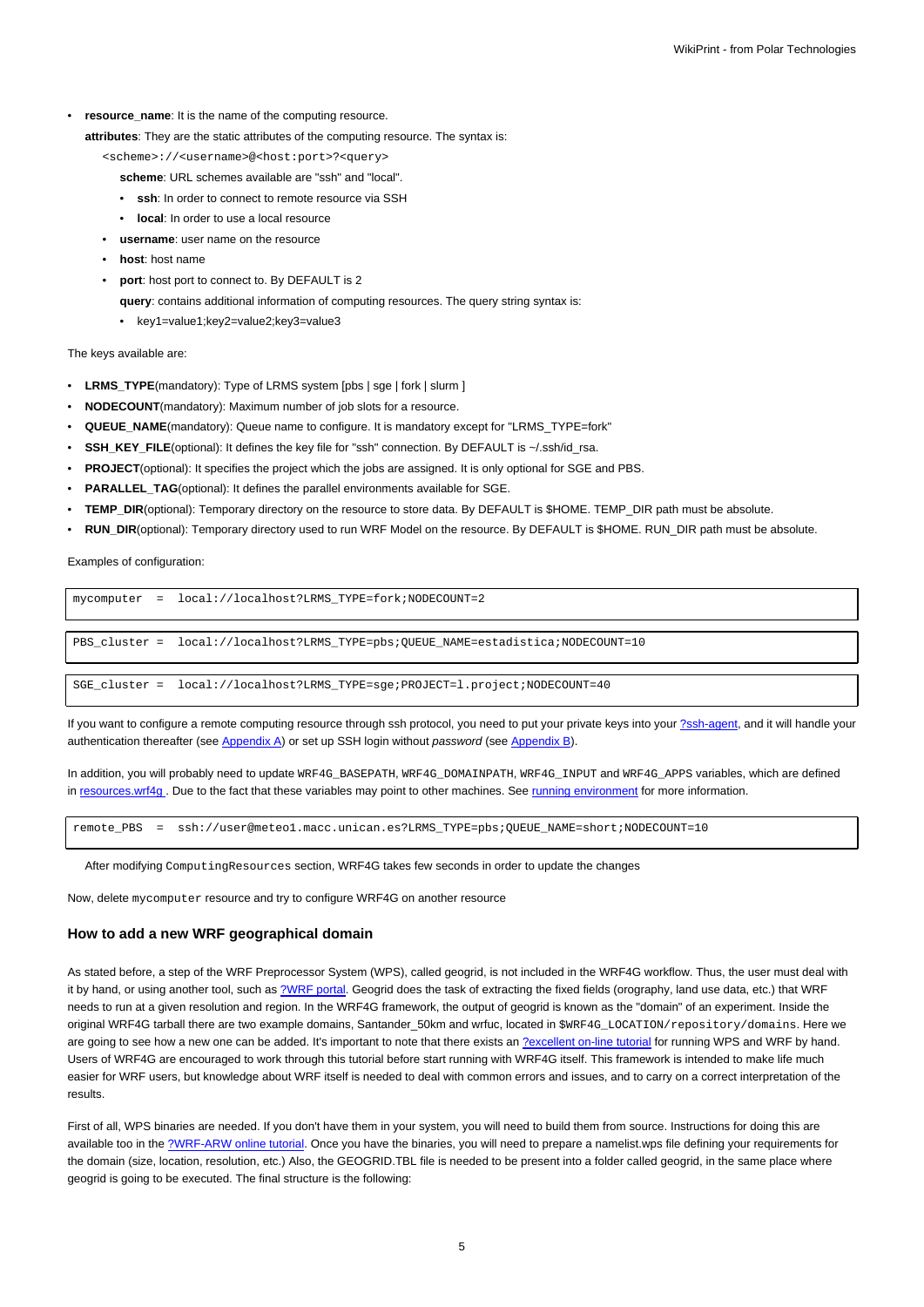- **resource_name**: It is the name of the computing resource.

  **attributes**: They are the static attributes of the computing resource. The syntax is:

  `<scheme>://<username>@<host:port>?<query>`

  **scheme**: URL schemes available are "ssh" and "local".

  - **ssh**: In order to connect to remote resource via SSH
  - **local**: In order to use a local resource

  - **username**: user name on the resource
  - **host**: host name
  - **port**: host port to connect to. By DEFAULT is 2

  **query**: contains additional information of computing resources. The query string syntax is:

  - key1=value1;key2=value2;key3=value3

The keys available are:

- **LRMS_TYPE**(mandatory): Type of LRMS system [pbs | sge | fork | slurm ]
- **NODECOUNT**(mandatory): Maximum number of job slots for a resource.
- **QUEUE_NAME**(mandatory): Queue name to configure. It is mandatory except for "LRMS_TYPE=fork"
- **SSH_KEY_FILE**(optional): It defines the key file for "ssh" connection. By DEFAULT is ~/.ssh/id_rsa.
- **PROJECT**(optional): It specifies the project which the jobs are assigned. It is only optional for SGE and PBS.
- **PARALLEL_TAG**(optional): It defines the parallel environments available for SGE.
- **TEMP_DIR**(optional): Temporary directory on the resource to store data. By DEFAULT is $HOME. TEMP_DIR path must be absolute.
- **RUN_DIR**(optional): Temporary directory used to run WRF Model on the resource. By DEFAULT is $HOME. RUN_DIR path must be absolute.

Examples of configuration:

```
mycomputer  =  local://localhost?LRMS_TYPE=fork;NODECOUNT=2
```

```
PBS_cluster =  local://localhost?LRMS_TYPE=pbs;QUEUE_NAME=estadistica;NODECOUNT=10
```

```
SGE_cluster =  local://localhost?LRMS_TYPE=sge;PROJECT=l.project;NODECOUNT=40
```

If you want to configure a remote computing resource through ssh protocol, you need to put your private keys into your ?ssh-agent, and it will handle your authentication thereafter (see Appendix A) or set up SSH login without *password* (see Appendix B).

In addition, you will probably need to update `WRF4G_BASEPATH`, `WRF4G_DOMAINPATH`, `WRF4G_INPUT` and `WRF4G_APPS` variables, which are defined in resources.wrf4g . Due to the fact that these variables may point to other machines. See running environment for more information.

```
remote_PBS  =  ssh://user@meteo1.macc.unican.es?LRMS_TYPE=pbs;QUEUE_NAME=short;NODECOUNT=10
```

After modifying `ComputingResources` section, WRF4G takes few seconds in order to update the changes

Now, delete `mycomputer` resource and try to configure WRF4G on another resource

### How to add a new WRF geographical domain

As stated before, a step of the WRF Preprocessor System (WPS), called geogrid, is not included in the WRF4G workflow. Thus, the user must deal with it by hand, or using another tool, such as ?WRF portal. Geogrid does the task of extracting the fixed fields (orography, land use data, etc.) that WRF needs to run at a given resolution and region. In the WRF4G framework, the output of geogrid is known as the "domain" of an experiment. Inside the original WRF4G tarball there are two example domains, Santander_50km and wrfuc, located in `$WRF4G_LOCATION/repository/domains`. Here we are going to see how a new one can be added. It's important to note that there exists an ?excellent on-line tutorial for running WPS and WRF by hand. Users of WRF4G are encouraged to work through this tutorial before start running with WRF4G itself. This framework is intended to make life much easier for WRF users, but knowledge about WRF itself is needed to deal with common errors and issues, and to carry on a correct interpretation of the results.

First of all, WPS binaries are needed. If you don't have them in your system, you will need to build them from source. Instructions for doing this are available too in the ?WRF-ARW online tutorial. Once you have the binaries, you will need to prepare a namelist.wps file defining your requirements for the domain (size, location, resolution, etc.) Also, the GEOGRID.TBL file is needed to be present into a folder called geogrid, in the same place where geogrid is going to be executed. The final structure is the following: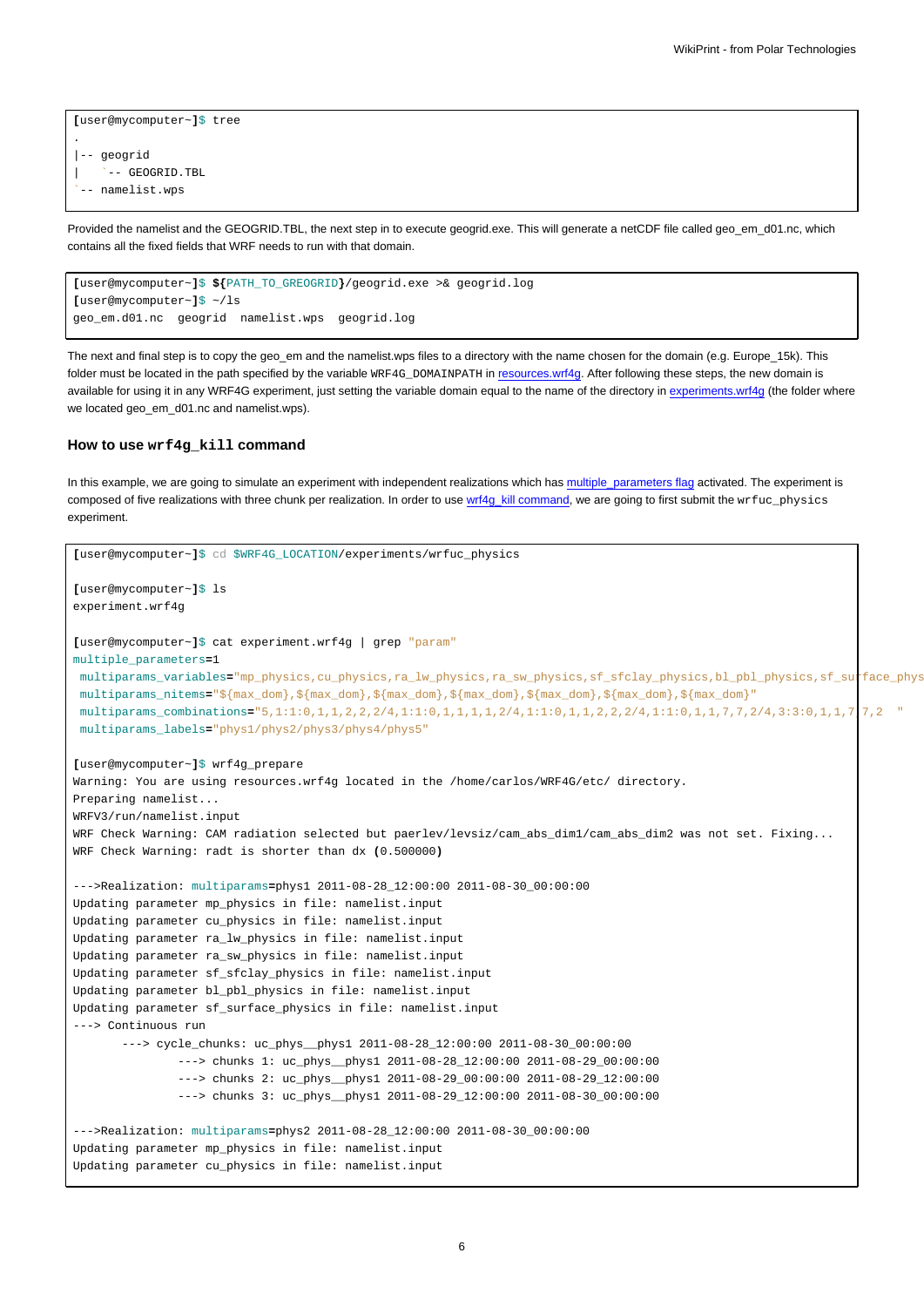```
[user@mycomputer~]$ tree
.
|-- geogrid
|   `-- GEOGRID.TBL
`-- namelist.wps
```

Provided the namelist and the GEOGRID.TBL, the next step in to execute geogrid.exe. This will generate a netCDF file called geo_em_d01.nc, which contains all the fixed fields that WRF needs to run with that domain.

```
[user@mycomputer~]$ ${PATH_TO_GREOGRID}/geogrid.exe >& geogrid.log
[user@mycomputer~]$ ~/ls
geo_em.d01.nc  geogrid  namelist.wps  geogrid.log
```

The next and final step is to copy the geo_em and the namelist.wps files to a directory with the name chosen for the domain (e.g. Europe_15k). This folder must be located in the path specified by the variable `WRF4G_DOMAINPATH` in resources.wrf4g. After following these steps, the new domain is available for using it in any WRF4G experiment, just setting the variable domain equal to the name of the directory in experiments.wrf4g (the folder where we located geo_em_d01.nc and namelist.wps).

### How to use `wrf4g_kill` command

In this example, we are going to simulate an experiment with independent realizations which has multiple_parameters flag activated. The experiment is composed of five realizations with three chunk per realization. In order to use wrf4g_kill command, we are going to first submit the `wrfuc_physics` experiment.

```
[user@mycomputer~]$ cd $WRF4G_LOCATION/experiments/wrfuc_physics

[user@mycomputer~]$ ls
experiment.wrf4g

[user@mycomputer~]$ cat experiment.wrf4g | grep "param"
multiple_parameters=1
 multiparams_variables="mp_physics,cu_physics,ra_lw_physics,ra_sw_physics,sf_sfclay_physics,bl_pbl_physics,sf_surface_phys
 multiparams_nitems="${max_dom},${max_dom},${max_dom},${max_dom},${max_dom},${max_dom},${max_dom}"
 multiparams_combinations="5,1:1:0,1,1,2,2,2/4,1:1:0,1,1,1,1,2/4,1:1:0,1,1,2,2,2/4,1:1:0,1,1,7,7,2/4,3:3:0,1,1,7,7,2  "
 multiparams_labels="phys1/phys2/phys3/phys4/phys5"

[user@mycomputer~]$ wrf4g_prepare
Warning: You are using resources.wrf4g located in the /home/carlos/WRF4G/etc/ directory.
Preparing namelist...
WRFV3/run/namelist.input
WRF Check Warning: CAM radiation selected but paerlev/levsiz/cam_abs_dim1/cam_abs_dim2 was not set. Fixing...
WRF Check Warning: radt is shorter than dx (0.500000)

--->Realization: multiparams=phys1 2011-08-28_12:00:00 2011-08-30_00:00:00
Updating parameter mp_physics in file: namelist.input
Updating parameter cu_physics in file: namelist.input
Updating parameter ra_lw_physics in file: namelist.input
Updating parameter ra_sw_physics in file: namelist.input
Updating parameter sf_sfclay_physics in file: namelist.input
Updating parameter bl_pbl_physics in file: namelist.input
Updating parameter sf_surface_physics in file: namelist.input
---> Continuous run
       ---> cycle_chunks: uc_phys__phys1 2011-08-28_12:00:00 2011-08-30_00:00:00
               ---> chunks 1: uc_phys__phys1 2011-08-28_12:00:00 2011-08-29_00:00:00
               ---> chunks 2: uc_phys__phys1 2011-08-29_00:00:00 2011-08-29_12:00:00
               ---> chunks 3: uc_phys__phys1 2011-08-29_12:00:00 2011-08-30_00:00:00

--->Realization: multiparams=phys2 2011-08-28_12:00:00 2011-08-30_00:00:00
Updating parameter mp_physics in file: namelist.input
Updating parameter cu_physics in file: namelist.input
```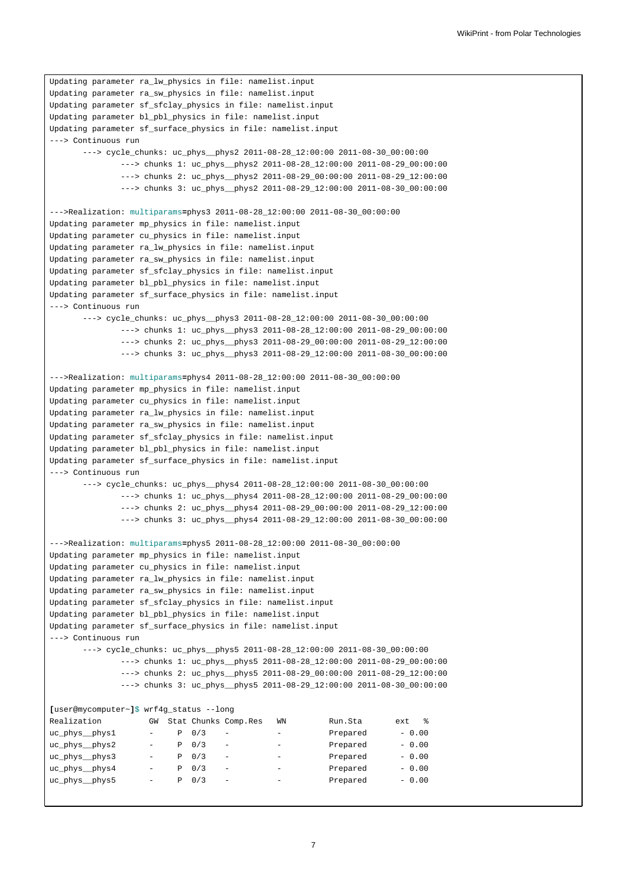```
Updating parameter ra_lw_physics in file: namelist.input
Updating parameter ra_sw_physics in file: namelist.input
Updating parameter sf_sfclay_physics in file: namelist.input
Updating parameter bl_pbl_physics in file: namelist.input
Updating parameter sf_surface_physics in file: namelist.input
---> Continuous run
       ---> cycle_chunks: uc_phys__phys2 2011-08-28_12:00:00 2011-08-30_00:00:00
               ---> chunks 1: uc_phys__phys2 2011-08-28_12:00:00 2011-08-29_00:00:00
               ---> chunks 2: uc_phys__phys2 2011-08-29_00:00:00 2011-08-29_12:00:00
               ---> chunks 3: uc_phys__phys2 2011-08-29_12:00:00 2011-08-30_00:00:00

--->Realization: multiparams=phys3 2011-08-28_12:00:00 2011-08-30_00:00:00
Updating parameter mp_physics in file: namelist.input
Updating parameter cu_physics in file: namelist.input
Updating parameter ra_lw_physics in file: namelist.input
Updating parameter ra_sw_physics in file: namelist.input
Updating parameter sf_sfclay_physics in file: namelist.input
Updating parameter bl_pbl_physics in file: namelist.input
Updating parameter sf_surface_physics in file: namelist.input
---> Continuous run
       ---> cycle_chunks: uc_phys__phys3 2011-08-28_12:00:00 2011-08-30_00:00:00
               ---> chunks 1: uc_phys__phys3 2011-08-28_12:00:00 2011-08-29_00:00:00
               ---> chunks 2: uc_phys__phys3 2011-08-29_00:00:00 2011-08-29_12:00:00
               ---> chunks 3: uc_phys__phys3 2011-08-29_12:00:00 2011-08-30_00:00:00

--->Realization: multiparams=phys4 2011-08-28_12:00:00 2011-08-30_00:00:00
Updating parameter mp_physics in file: namelist.input
Updating parameter cu_physics in file: namelist.input
Updating parameter ra_lw_physics in file: namelist.input
Updating parameter ra_sw_physics in file: namelist.input
Updating parameter sf_sfclay_physics in file: namelist.input
Updating parameter bl_pbl_physics in file: namelist.input
Updating parameter sf_surface_physics in file: namelist.input
---> Continuous run
       ---> cycle_chunks: uc_phys__phys4 2011-08-28_12:00:00 2011-08-30_00:00:00
               ---> chunks 1: uc_phys__phys4 2011-08-28_12:00:00 2011-08-29_00:00:00
               ---> chunks 2: uc_phys__phys4 2011-08-29_00:00:00 2011-08-29_12:00:00
               ---> chunks 3: uc_phys__phys4 2011-08-29_12:00:00 2011-08-30_00:00:00

--->Realization: multiparams=phys5 2011-08-28_12:00:00 2011-08-30_00:00:00
Updating parameter mp_physics in file: namelist.input
Updating parameter cu_physics in file: namelist.input
Updating parameter ra_lw_physics in file: namelist.input
Updating parameter ra_sw_physics in file: namelist.input
Updating parameter sf_sfclay_physics in file: namelist.input
Updating parameter bl_pbl_physics in file: namelist.input
Updating parameter sf_surface_physics in file: namelist.input
---> Continuous run
       ---> cycle_chunks: uc_phys__phys5 2011-08-28_12:00:00 2011-08-30_00:00:00
               ---> chunks 1: uc_phys__phys5 2011-08-28_12:00:00 2011-08-29_00:00:00
               ---> chunks 2: uc_phys__phys5 2011-08-29_00:00:00 2011-08-29_12:00:00
               ---> chunks 3: uc_phys__phys5 2011-08-29_12:00:00 2011-08-30_00:00:00

[user@mycomputer~]$ wrf4g_status --long
Realization          GW  Stat Chunks Comp.Res   WN         Run.Sta       ext   %
uc_phys__phys1       -     P  0/3    -          -          Prepared       - 0.00
uc_phys__phys2       -     P  0/3    -          -          Prepared       - 0.00
uc_phys__phys3       -     P  0/3    -          -          Prepared       - 0.00
uc_phys__phys4       -     P  0/3    -          -          Prepared       - 0.00
uc_phys__phys5       -     P  0/3    -          -          Prepared       - 0.00
```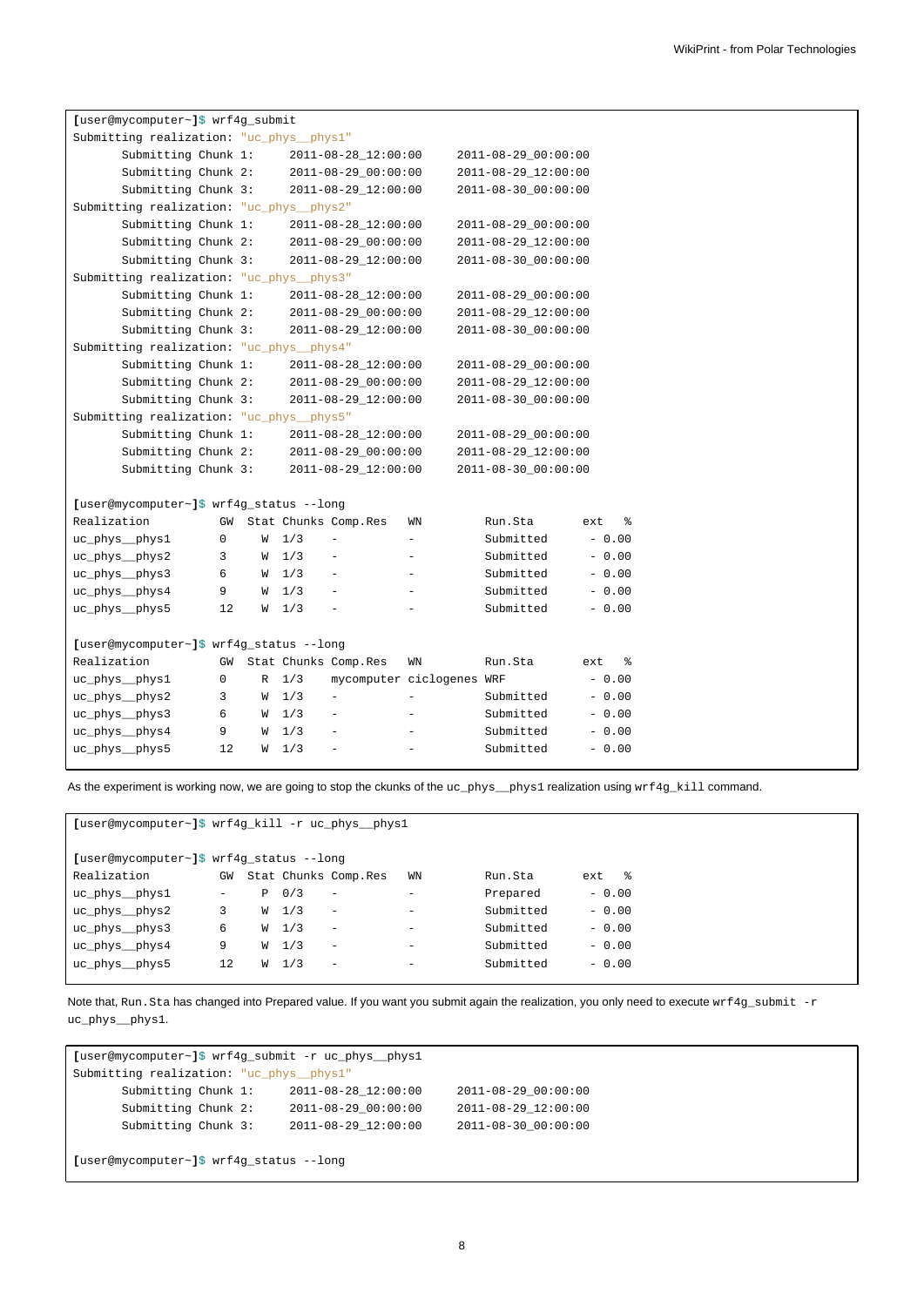```
[user@mycomputer~]$ wrf4g_submit
Submitting realization: "uc_phys__phys1"
       Submitting Chunk 1:     2011-08-28_12:00:00     2011-08-29_00:00:00
       Submitting Chunk 2:     2011-08-29_00:00:00     2011-08-29_12:00:00
       Submitting Chunk 3:     2011-08-29_12:00:00     2011-08-30_00:00:00
Submitting realization: "uc_phys__phys2"
       Submitting Chunk 1:     2011-08-28_12:00:00     2011-08-29_00:00:00
       Submitting Chunk 2:     2011-08-29_00:00:00     2011-08-29_12:00:00
       Submitting Chunk 3:     2011-08-29_12:00:00     2011-08-30_00:00:00
Submitting realization: "uc_phys__phys3"
       Submitting Chunk 1:     2011-08-28_12:00:00     2011-08-29_00:00:00
       Submitting Chunk 2:     2011-08-29_00:00:00     2011-08-29_12:00:00
       Submitting Chunk 3:     2011-08-29_12:00:00     2011-08-30_00:00:00
Submitting realization: "uc_phys__phys4"
       Submitting Chunk 1:     2011-08-28_12:00:00     2011-08-29_00:00:00
       Submitting Chunk 2:     2011-08-29_00:00:00     2011-08-29_12:00:00
       Submitting Chunk 3:     2011-08-29_12:00:00     2011-08-30_00:00:00
Submitting realization: "uc_phys__phys5"
       Submitting Chunk 1:     2011-08-28_12:00:00     2011-08-29_00:00:00
       Submitting Chunk 2:     2011-08-29_00:00:00     2011-08-29_12:00:00
       Submitting Chunk 3:     2011-08-29_12:00:00     2011-08-30_00:00:00

[user@mycomputer~]$ wrf4g_status --long
Realization          GW  Stat Chunks Comp.Res   WN         Run.Sta       ext   %
uc_phys__phys1       0      W  1/3    -          -          Submitted      - 0.00
uc_phys__phys2       3      W  1/3    -          -          Submitted      - 0.00
uc_phys__phys3       6      W  1/3    -          -          Submitted      - 0.00
uc_phys__phys4       9      W  1/3    -          -          Submitted      - 0.00
uc_phys__phys5       12     W  1/3    -          -          Submitted      - 0.00

[user@mycomputer~]$ wrf4g_status --long
Realization          GW  Stat Chunks Comp.Res   WN         Run.Sta       ext   %
uc_phys__phys1       0      R  1/3    mycomputer ciclogenes WRF            - 0.00
uc_phys__phys2       3      W  1/3    -          -          Submitted      - 0.00
uc_phys__phys3       6      W  1/3    -          -          Submitted      - 0.00
uc_phys__phys4       9      W  1/3    -          -          Submitted      - 0.00
uc_phys__phys5       12     W  1/3    -          -          Submitted      - 0.00
```

As the experiment is working now, we are going to stop the ckunks of the `uc_phys__phys1` realization using `wrf4g_kill` command.

```
[user@mycomputer~]$ wrf4g_kill -r uc_phys__phys1

[user@mycomputer~]$ wrf4g_status --long
Realization          GW  Stat Chunks Comp.Res   WN         Run.Sta       ext   %
uc_phys__phys1       -      P  0/3    -          -          Prepared       - 0.00
uc_phys__phys2       3      W  1/3    -          -          Submitted      - 0.00
uc_phys__phys3       6      W  1/3    -          -          Submitted      - 0.00
uc_phys__phys4       9      W  1/3    -          -          Submitted      - 0.00
uc_phys__phys5       12     W  1/3    -          -          Submitted      - 0.00
```

Note that, `Run.Sta` has changed into Prepared value. If you want you submit again the realization, you only need to execute `wrf4g_submit -r uc_phys__phys1`.

```
[user@mycomputer~]$ wrf4g_submit -r uc_phys__phys1
Submitting realization: "uc_phys__phys1"
       Submitting Chunk 1:     2011-08-28_12:00:00     2011-08-29_00:00:00
       Submitting Chunk 2:     2011-08-29_00:00:00     2011-08-29_12:00:00
       Submitting Chunk 3:     2011-08-29_12:00:00     2011-08-30_00:00:00

[user@mycomputer~]$ wrf4g_status --long
```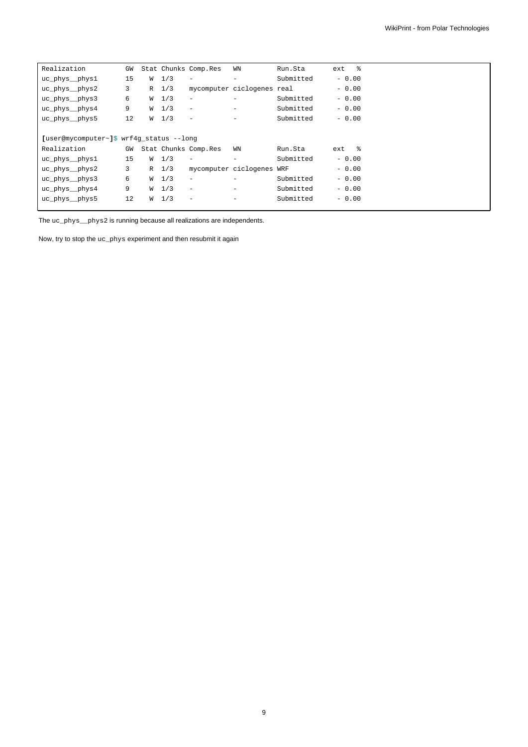```
Realization          GW  Stat Chunks Comp.Res   WN          Run.Sta     ext   %
uc_phys__phys1       15     W  1/3   -          -           Submitted     - 0.00
uc_phys__phys2       3      R  1/3   mycomputer ciclogenes real           - 0.00
uc_phys__phys3       6      W  1/3   -          -           Submitted     - 0.00
uc_phys__phys4       9      W  1/3   -          -           Submitted     - 0.00
uc_phys__phys5       12     W  1/3   -          -           Submitted     - 0.00

[user@mycomputer~]$ wrf4g_status --long
Realization          GW  Stat Chunks Comp.Res   WN          Run.Sta     ext   %
uc_phys__phys1       15     W  1/3   -          -           Submitted     - 0.00
uc_phys__phys2       3      R  1/3   mycomputer ciclogenes WRF            - 0.00
uc_phys__phys3       6      W  1/3   -          -           Submitted     - 0.00
uc_phys__phys4       9      W  1/3   -          -           Submitted     - 0.00
uc_phys__phys5       12     W  1/3   -          -           Submitted     - 0.00
```

The `uc_phys__phys2` is running because all realizations are independents.

Now, try to stop the `uc_phys` experiment and then resubmit it again